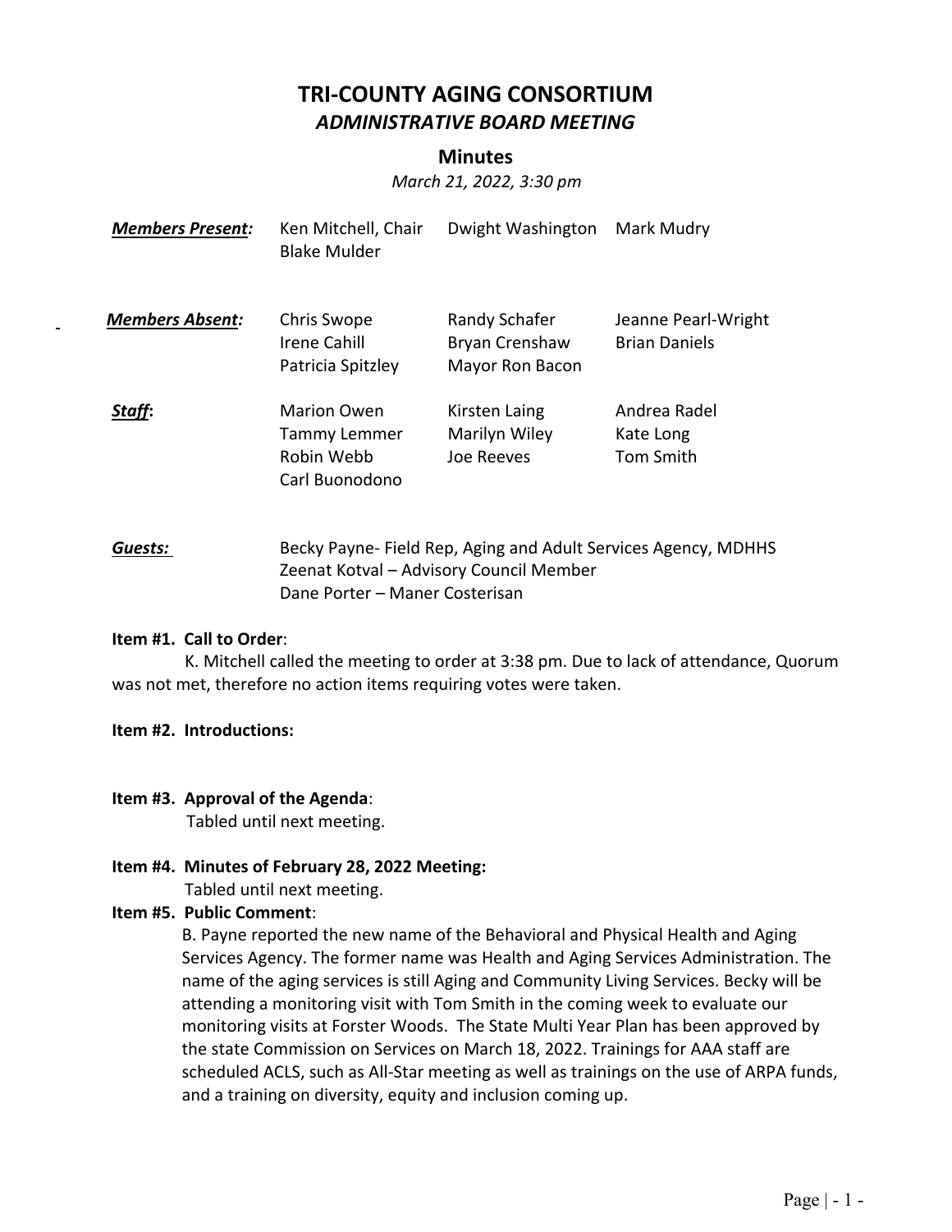# TRI-COUNTY AGING CONSORTIUM

## *ADMINISTRATIVE BOARD MEETING*

### Minutes

*March 21, 2022, 3:30 pm*

| | | | |
|---|---|---|---|
| ***Members Present:*** | Ken Mitchell, Chair<br>Blake Mulder | Dwight Washington | Mark Mudry |
| ***Members Absent:*** | Chris Swope<br>Irene Cahill<br>Patricia Spitzley | Randy Schafer<br>Bryan Crenshaw<br>Mayor Ron Bacon | Jeanne Pearl-Wright<br>Brian Daniels |
| ***Staff*:** | Marion Owen<br>Tammy Lemmer<br>Robin Webb<br>Carl Buonodono | Kirsten Laing<br>Marilyn Wiley<br>Joe Reeves | Andrea Radel<br>Kate Long<br>Tom Smith |

***Guests:*** Becky Payne- Field Rep, Aging and Adult Services Agency, MDHHS
Zeenat Kotval – Advisory Council Member
Dane Porter – Maner Costerisan

**Item #1. Call to Order**:

K. Mitchell called the meeting to order at 3:38 pm. Due to lack of attendance, Quorum was not met, therefore no action items requiring votes were taken.

**Item #2. Introductions:**

**Item #3. Approval of the Agenda**:

Tabled until next meeting.

**Item #4. Minutes of February 28, 2022 Meeting:**

Tabled until next meeting.

**Item #5. Public Comment**:

B. Payne reported the new name of the Behavioral and Physical Health and Aging Services Agency. The former name was Health and Aging Services Administration. The name of the aging services is still Aging and Community Living Services. Becky will be attending a monitoring visit with Tom Smith in the coming week to evaluate our monitoring visits at Forster Woods. The State Multi Year Plan has been approved by the state Commission on Services on March 18, 2022. Trainings for AAA staff are scheduled ACLS, such as All-Star meeting as well as trainings on the use of ARPA funds, and a training on diversity, equity and inclusion coming up.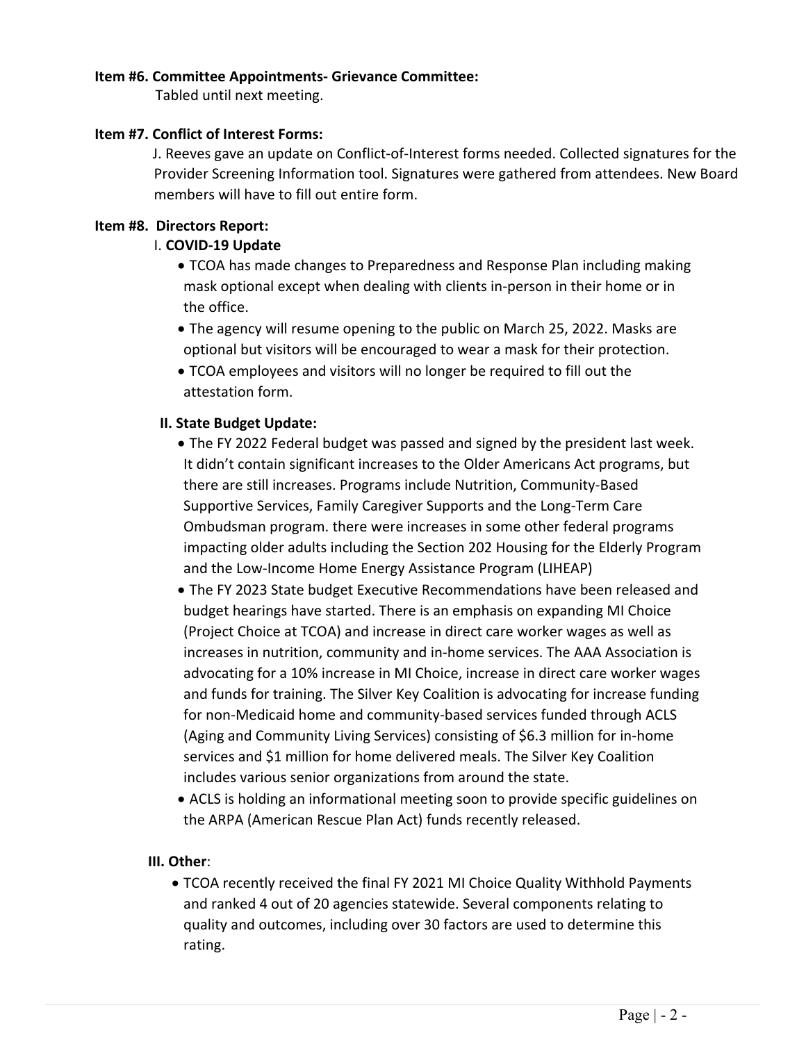**Item #6. Committee Appointments- Grievance Committee:**

Tabled until next meeting.

**Item #7. Conflict of Interest Forms:**

J. Reeves gave an update on Conflict-of-Interest forms needed. Collected signatures for the Provider Screening Information tool. Signatures were gathered from attendees. New Board members will have to fill out entire form.

**Item #8. Directors Report:**

I. **COVID-19 Update**

- TCOA has made changes to Preparedness and Response Plan including making mask optional except when dealing with clients in-person in their home or in the office.
- The agency will resume opening to the public on March 25, 2022. Masks are optional but visitors will be encouraged to wear a mask for their protection.
- TCOA employees and visitors will no longer be required to fill out the attestation form.

**II. State Budget Update:**

- The FY 2022 Federal budget was passed and signed by the president last week. It didn't contain significant increases to the Older Americans Act programs, but there are still increases. Programs include Nutrition, Community-Based Supportive Services, Family Caregiver Supports and the Long-Term Care Ombudsman program. there were increases in some other federal programs impacting older adults including the Section 202 Housing for the Elderly Program and the Low-Income Home Energy Assistance Program (LIHEAP)
- The FY 2023 State budget Executive Recommendations have been released and budget hearings have started. There is an emphasis on expanding MI Choice (Project Choice at TCOA) and increase in direct care worker wages as well as increases in nutrition, community and in-home services. The AAA Association is advocating for a 10% increase in MI Choice, increase in direct care worker wages and funds for training. The Silver Key Coalition is advocating for increase funding for non-Medicaid home and community-based services funded through ACLS (Aging and Community Living Services) consisting of $6.3 million for in-home services and $1 million for home delivered meals. The Silver Key Coalition includes various senior organizations from around the state.
- ACLS is holding an informational meeting soon to provide specific guidelines on the ARPA (American Rescue Plan Act) funds recently released.

**III. Other**:

- TCOA recently received the final FY 2021 MI Choice Quality Withhold Payments and ranked 4 out of 20 agencies statewide. Several components relating to quality and outcomes, including over 30 factors are used to determine this rating.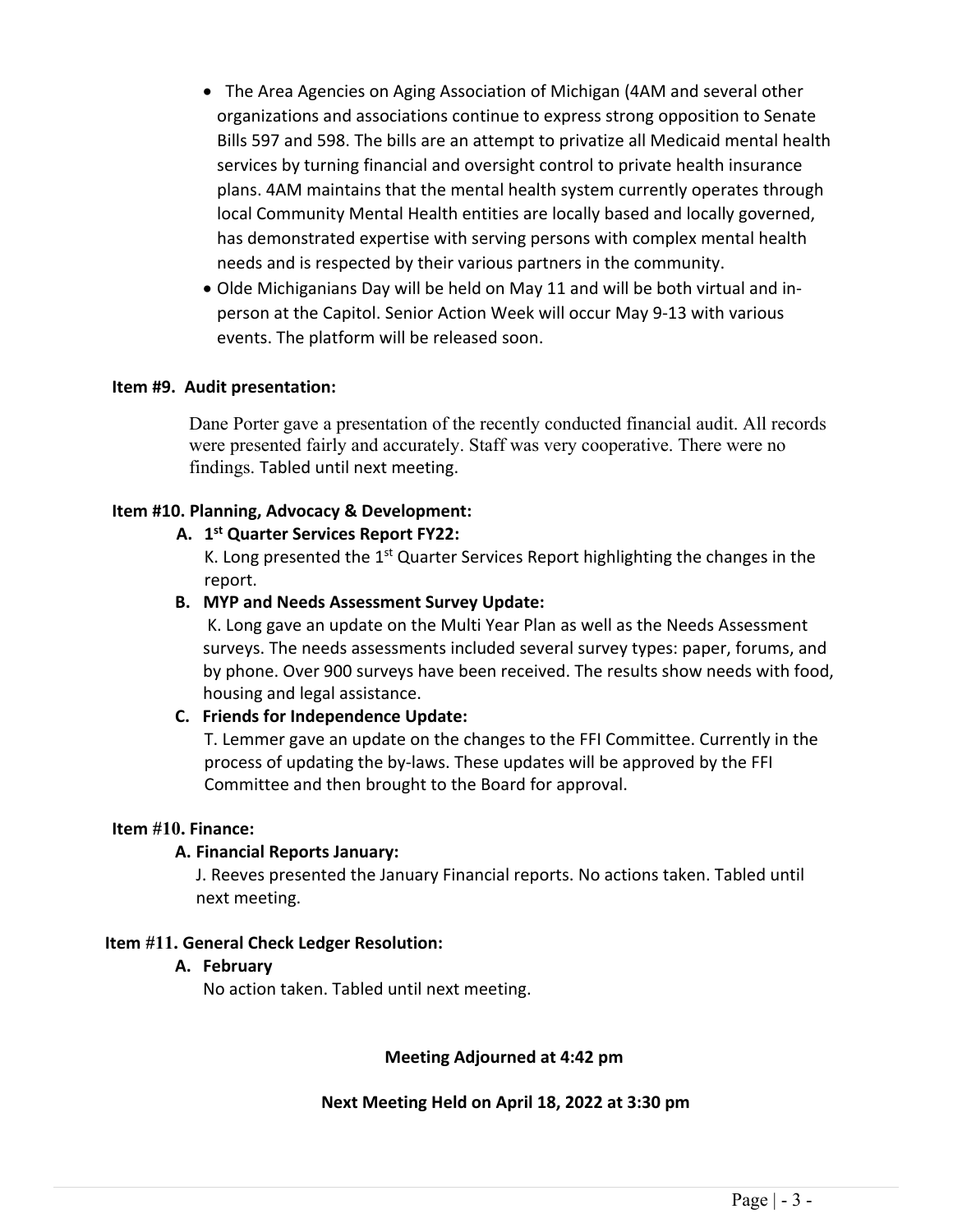- The Area Agencies on Aging Association of Michigan (4AM and several other organizations and associations continue to express strong opposition to Senate Bills 597 and 598. The bills are an attempt to privatize all Medicaid mental health services by turning financial and oversight control to private health insurance plans. 4AM maintains that the mental health system currently operates through local Community Mental Health entities are locally based and locally governed, has demonstrated expertise with serving persons with complex mental health needs and is respected by their various partners in the community.
- Olde Michiganians Day will be held on May 11 and will be both virtual and in-person at the Capitol. Senior Action Week will occur May 9-13 with various events. The platform will be released soon.

**Item #9. Audit presentation:**

Dane Porter gave a presentation of the recently conducted financial audit. All records were presented fairly and accurately. Staff was very cooperative. There were no findings. Tabled until next meeting.

**Item #10. Planning, Advocacy & Development:**

**A. 1st Quarter Services Report FY22:**

K. Long presented the 1st Quarter Services Report highlighting the changes in the report.

**B. MYP and Needs Assessment Survey Update:**

K. Long gave an update on the Multi Year Plan as well as the Needs Assessment surveys. The needs assessments included several survey types: paper, forums, and by phone. Over 900 surveys have been received. The results show needs with food, housing and legal assistance.

**C. Friends for Independence Update:**

T. Lemmer gave an update on the changes to the FFI Committee. Currently in the process of updating the by-laws. These updates will be approved by the FFI Committee and then brought to the Board for approval.

**Item #10. Finance:**

**A. Financial Reports January:**

J. Reeves presented the January Financial reports. No actions taken. Tabled until next meeting.

**Item #11. General Check Ledger Resolution:**

**A. February**

No action taken. Tabled until next meeting.

**Meeting Adjourned at 4:42 pm**

**Next Meeting Held on April 18, 2022 at 3:30 pm**